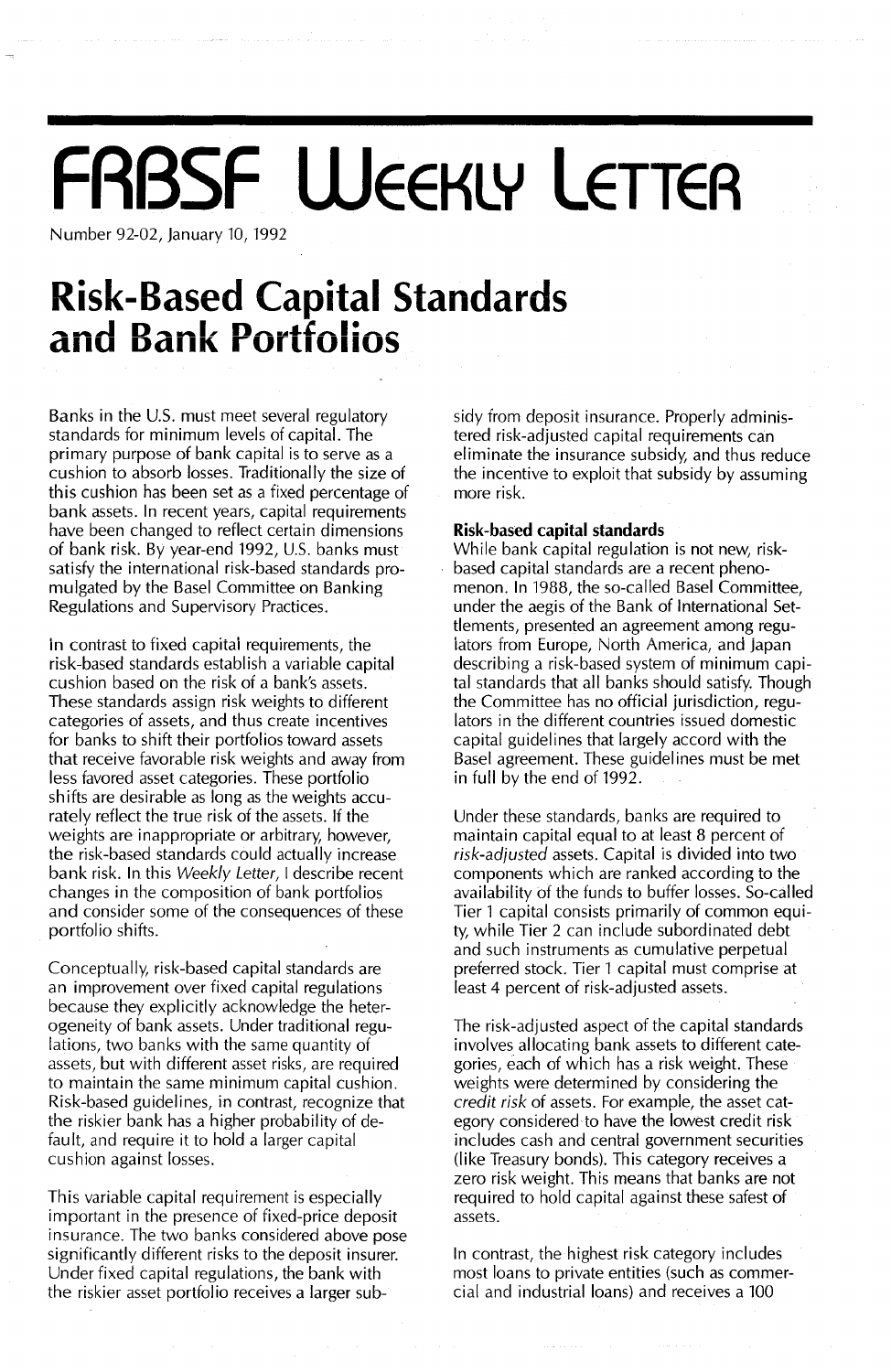# FRBSF Weekly Letter

Number 92-02, January 10, 1992

# Risk-Based Capital Standards and Bank Portfolios

Banks in the U.S. must meet several regulatory standards for minimum levels of capital. The primary purpose of bank capital is to serve as a cushion to absorb losses. Traditionally the size of this cushion has been set as a fixed percentage of bank assets. In recent years, capital requirements have been changed to reflect certain dimensions of bank risk. By year-end 1992, U.S. banks must satisfy the international risk-based standards promulgated by the Basel Committee on Banking Regulations and Supervisory Practices.

In contrast to fixed capital requirements, the risk-based standards establish a variable capital cushion based on the risk of a bank's assets. These standards assign risk weights to different categories of assets, and thus create incentives for banks to shift their portfolios toward assets that receive favorable risk weights and away from less favored asset categories. These portfolio shifts are desirable as long as the weights accurately reflect the true risk of the assets. If the weights are inappropriate or arbitrary, however, the risk-based standards could actually increase bank risk. In this *Weekly Letter*, I describe recent changes in the composition of bank portfolios and consider some of the consequences of these portfolio shifts.

Conceptually, risk-based capital standards are an improvement over fixed capital regulations because they explicitly acknowledge the heterogeneity of bank assets. Under traditional regulations, two banks with the same quantity of assets, but with different asset risks, are required to maintain the same minimum capital cushion. Risk-based guidelines, in contrast, recognize that the riskier bank has a higher probability of default, and require it to hold a larger capital cushion against losses.

This variable capital requirement is especially important in the presence of fixed-price deposit insurance. The two banks considered above pose significantly different risks to the deposit insurer. Under fixed capital regulations, the bank with the riskier asset portfolio receives a larger subsidy from deposit insurance. Properly administered risk-adjusted capital requirements can eliminate the insurance subsidy, and thus reduce the incentive to exploit that subsidy by assuming more risk.

## Risk-based capital standards

While bank capital regulation is not new, risk-based capital standards are a recent phenomenon. In 1988, the so-called Basel Committee, under the aegis of the Bank of International Settlements, presented an agreement among regulators from Europe, North America, and Japan describing a risk-based system of minimum capital standards that all banks should satisfy. Though the Committee has no official jurisdiction, regulators in the different countries issued domestic capital guidelines that largely accord with the Basel agreement. These guidelines must be met in full by the end of 1992.

Under these standards, banks are required to maintain capital equal to at least 8 percent of *risk-adjusted* assets. Capital is divided into two components which are ranked according to the availability of the funds to buffer losses. So-called Tier 1 capital consists primarily of common equity, while Tier 2 can include subordinated debt and such instruments as cumulative perpetual preferred stock. Tier 1 capital must comprise at least 4 percent of risk-adjusted assets.

The risk-adjusted aspect of the capital standards involves allocating bank assets to different categories, each of which has a risk weight. These weights were determined by considering the *credit risk* of assets. For example, the asset category considered to have the lowest credit risk includes cash and central government securities (like Treasury bonds). This category receives a zero risk weight. This means that banks are not required to hold capital against these safest of assets.

In contrast, the highest risk category includes most loans to private entities (such as commercial and industrial loans) and receives a 100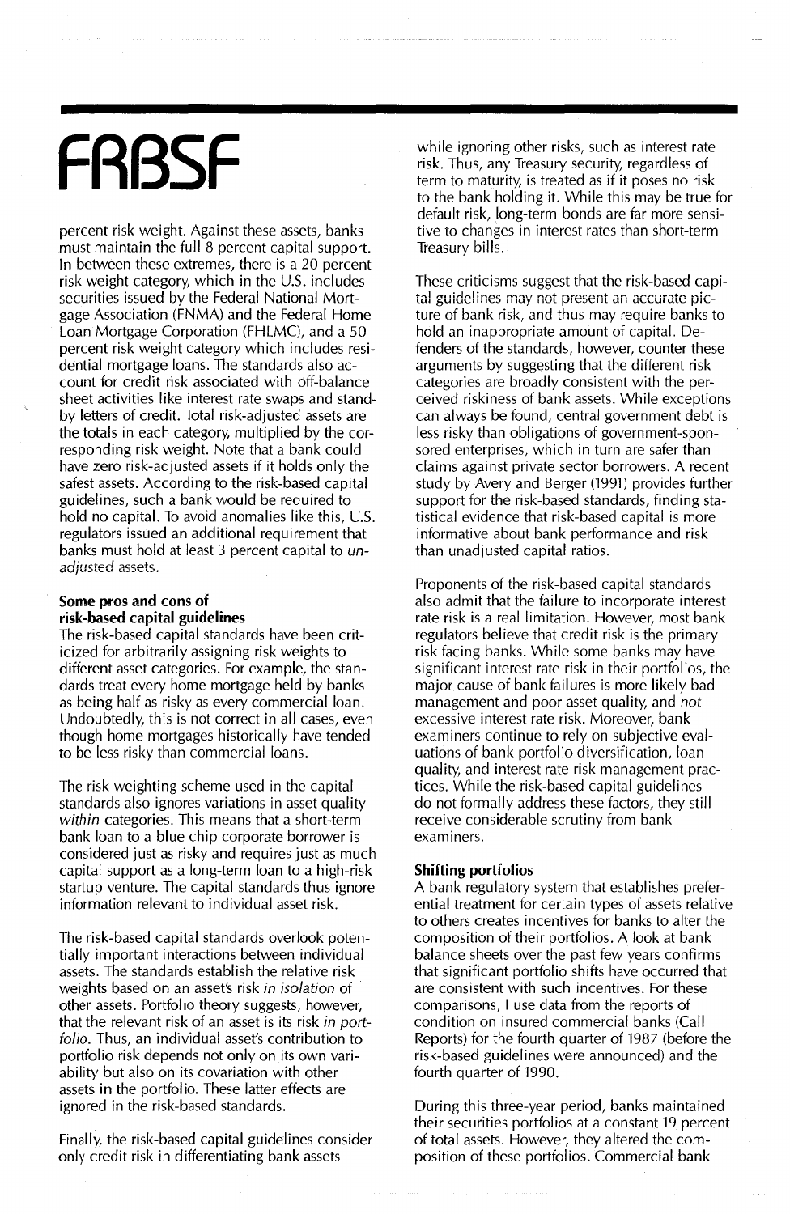percent risk weight. Against these assets, banks must maintain the full 8 percent capital support. In between these extremes, there is a 20 percent risk weight category, which in the U.S. includes securities issued by the Federal National Mortgage Association (FNMA) and the Federal Home Loan Mortgage Corporation (FHLMC), and a 50 percent risk weight category which includes residential mortgage loans. The standards also account for credit risk associated with off-balance sheet activities like interest rate swaps and standby letters of credit. Total risk-adjusted assets are the totals in each category, multiplied by the corresponding risk weight. Note that a bank could have zero risk-adjusted assets if it holds only the safest assets. According to the risk-based capital guidelines, such a bank would be required to hold no capital. To avoid anomalies like this, U.S. regulators issued an additional requirement that banks must hold at least 3 percent capital to *unadjusted* assets.

**Some pros and cons of risk-based capital guidelines**

The risk-based capital standards have been criticized for arbitrarily assigning risk weights to different asset categories. For example, the standards treat every home mortgage held by banks as being half as risky as every commercial loan. Undoubtedly, this is not correct in all cases, even though home mortgages historically have tended to be less risky than commercial loans.

The risk weighting scheme used in the capital standards also ignores variations in asset quality *within* categories. This means that a short-term bank loan to a blue chip corporate borrower is considered just as risky and requires just as much capital support as a long-term loan to a high-risk startup venture. The capital standards thus ignore information relevant to individual asset risk.

The risk-based capital standards overlook potentially important interactions between individual assets. The standards establish the relative risk weights based on an asset's risk *in isolation* of other assets. Portfolio theory suggests, however, that the relevant risk of an asset is its risk *in portfolio*. Thus, an individual asset's contribution to portfolio risk depends not only on its own variability but also on its covariation with other assets in the portfolio. These latter effects are ignored in the risk-based standards.

Finally, the risk-based capital guidelines consider only credit risk in differentiating bank assets while ignoring other risks, such as interest rate risk. Thus, any Treasury security, regardless of term to maturity, is treated as if it poses no risk to the bank holding it. While this may be true for default risk, long-term bonds are far more sensitive to changes in interest rates than short-term Treasury bills.

These criticisms suggest that the risk-based capital guidelines may not present an accurate picture of bank risk, and thus may require banks to hold an inappropriate amount of capital. Defenders of the standards, however, counter these arguments by suggesting that the different risk categories are broadly consistent with the perceived riskiness of bank assets. While exceptions can always be found, central government debt is less risky than obligations of government-sponsored enterprises, which in turn are safer than claims against private sector borrowers. A recent study by Avery and Berger (1991) provides further support for the risk-based standards, finding statistical evidence that risk-based capital is more informative about bank performance and risk than unadjusted capital ratios.

Proponents of the risk-based capital standards also admit that the failure to incorporate interest rate risk is a real limitation. However, most bank regulators believe that credit risk is the primary risk facing banks. While some banks may have significant interest rate risk in their portfolios, the major cause of bank failures is more likely bad management and poor asset quality, and *not* excessive interest rate risk. Moreover, bank examiners continue to rely on subjective evaluations of bank portfolio diversification, loan quality, and interest rate risk management practices. While the risk-based capital guidelines do not formally address these factors, they still receive considerable scrutiny from bank examiners.

**Shifting portfolios**

A bank regulatory system that establishes preferential treatment for certain types of assets relative to others creates incentives for banks to alter the composition of their portfolios. A look at bank balance sheets over the past few years confirms that significant portfolio shifts have occurred that are consistent with such incentives. For these comparisons, I use data from the reports of condition on insured commercial banks (Call Reports) for the fourth quarter of 1987 (before the risk-based guidelines were announced) and the fourth quarter of 1990.

During this three-year period, banks maintained their securities portfolios at a constant 19 percent of total assets. However, they altered the composition of these portfolios. Commercial bank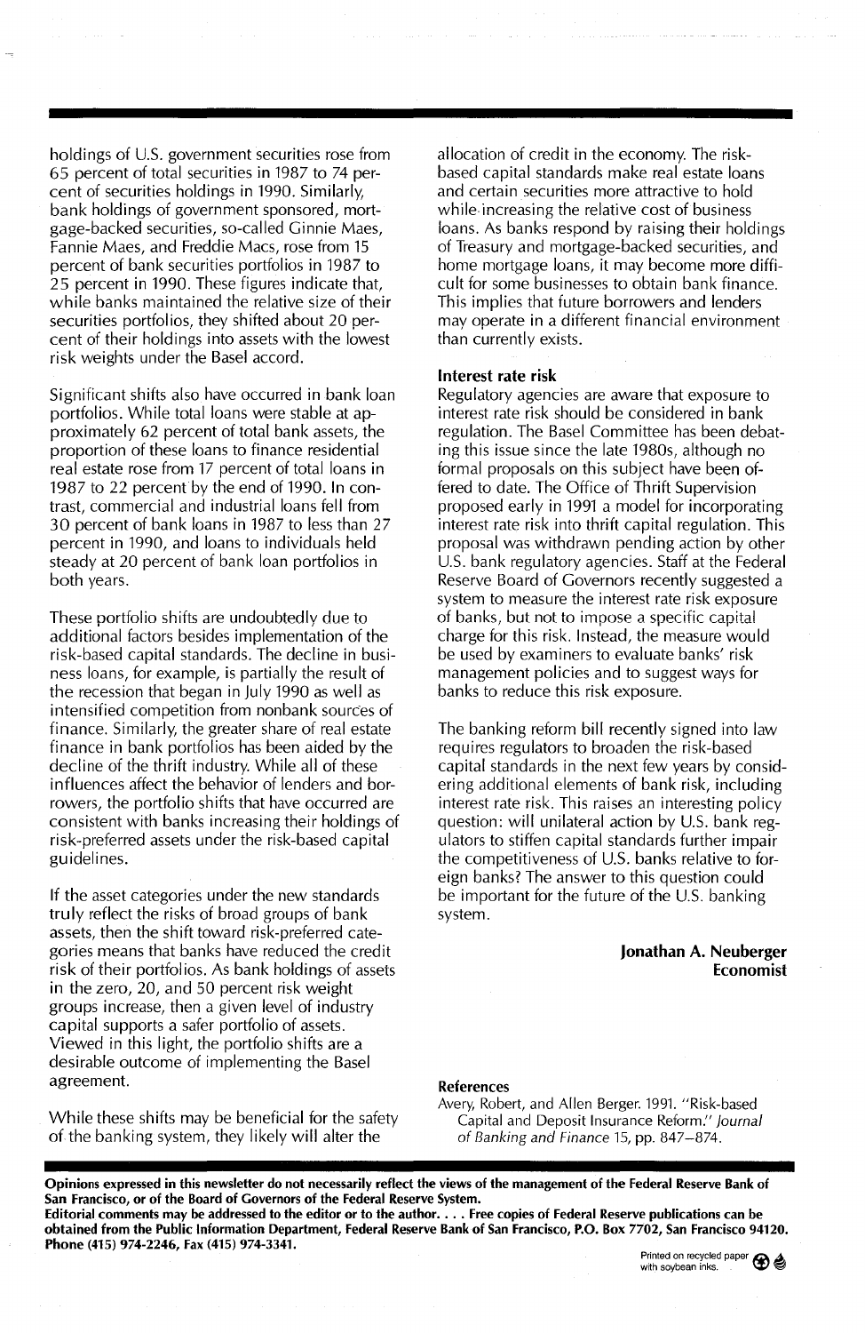holdings of U.S. government securities rose from 65 percent of total securities in 1987 to 74 percent of securities holdings in 1990. Similarly, bank holdings of government sponsored, mortgage-backed securities, so-called Ginnie Maes, Fannie Maes, and Freddie Macs, rose from 15 percent of bank securities portfolios in 1987 to 25 percent in 1990. These figures indicate that, while banks maintained the relative size of their securities portfolios, they shifted about 20 percent of their holdings into assets with the lowest risk weights under the Basel accord.

Significant shifts also have occurred in bank loan portfolios. While total loans were stable at approximately 62 percent of total bank assets, the proportion of these loans to finance residential real estate rose from 17 percent of total loans in 1987 to 22 percent by the end of 1990. In contrast, commercial and industrial loans fell from 30 percent of bank loans in 1987 to less than 27 percent in 1990, and loans to individuals held steady at 20 percent of bank loan portfolios in both years.

These portfolio shifts are undoubtedly due to additional factors besides implementation of the risk-based capital standards. The decline in business loans, for example, is partially the result of the recession that began in July 1990 as well as intensified competition from nonbank sources of finance. Similarly, the greater share of real estate finance in bank portfolios has been aided by the decline of the thrift industry. While all of these influences affect the behavior of lenders and borrowers, the portfolio shifts that have occurred are consistent with banks increasing their holdings of risk-preferred assets under the risk-based capital guidelines.

If the asset categories under the new standards truly reflect the risks of broad groups of bank assets, then the shift toward risk-preferred categories means that banks have reduced the credit risk of their portfolios. As bank holdings of assets in the zero, 20, and 50 percent risk weight groups increase, then a given level of industry capital supports a safer portfolio of assets. Viewed in this light, the portfolio shifts are a desirable outcome of implementing the Basel agreement.

While these shifts may be beneficial for the safety of the banking system, they likely will alter the allocation of credit in the economy. The risk-based capital standards make real estate loans and certain securities more attractive to hold while increasing the relative cost of business loans. As banks respond by raising their holdings of Treasury and mortgage-backed securities, and home mortgage loans, it may become more difficult for some businesses to obtain bank finance. This implies that future borrowers and lenders may operate in a different financial environment than currently exists.

### Interest rate risk

Regulatory agencies are aware that exposure to interest rate risk should be considered in bank regulation. The Basel Committee has been debating this issue since the late 1980s, although no formal proposals on this subject have been offered to date. The Office of Thrift Supervision proposed early in 1991 a model for incorporating interest rate risk into thrift capital regulation. This proposal was withdrawn pending action by other U.S. bank regulatory agencies. Staff at the Federal Reserve Board of Governors recently suggested a system to measure the interest rate risk exposure of banks, but not to impose a specific capital charge for this risk. Instead, the measure would be used by examiners to evaluate banks' risk management policies and to suggest ways for banks to reduce this risk exposure.

The banking reform bill recently signed into law requires regulators to broaden the risk-based capital standards in the next few years by considering additional elements of bank risk, including interest rate risk. This raises an interesting policy question: will unilateral action by U.S. bank regulators to stiffen capital standards further impair the competitiveness of U.S. banks relative to foreign banks? The answer to this question could be important for the future of the U.S. banking system.

**Jonathan A. Neuberger**
**Economist**

### References

Avery, Robert, and Allen Berger. 1991. "Risk-based Capital and Deposit Insurance Reform." *Journal of Banking and Finance* 15, pp. 847–874.

**Opinions expressed in this newsletter do not necessarily reflect the views of the management of the Federal Reserve Bank of San Francisco, or of the Board of Governors of the Federal Reserve System.**
**Editorial comments may be addressed to the editor or to the author. . . . Free copies of Federal Reserve publications can be obtained from the Public Information Department, Federal Reserve Bank of San Francisco, P.O. Box 7702, San Francisco 94120. Phone (415) 974-2246, Fax (415) 974-3341.**

Printed on recycled paper with soybean inks.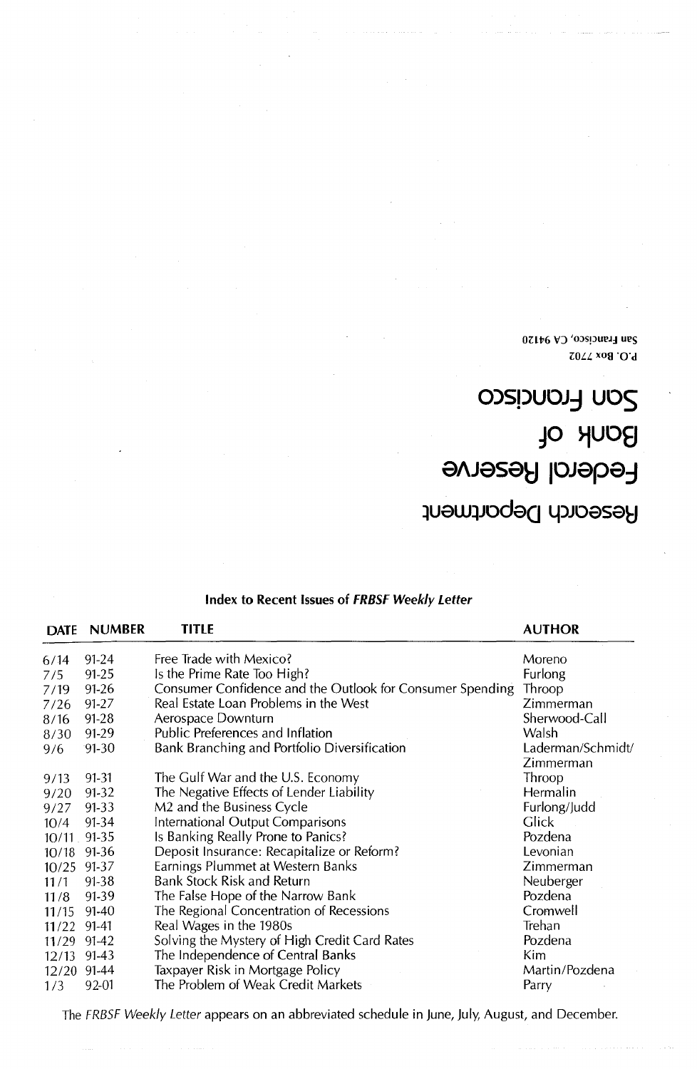Research Department

Federal Reserve

Bank of

San Francisco

P.O. Box 7702

San Francisco, CA 94120

**Index to Recent Issues of *FRBSF Weekly Letter***

| DATE | NUMBER | TITLE | AUTHOR |
|---|---|---|---|
| 6/14 | 91-24 | Free Trade with Mexico? | Moreno |
| 7/5 | 91-25 | Is the Prime Rate Too High? | Furlong |
| 7/19 | 91-26 | Consumer Confidence and the Outlook for Consumer Spending | Throop |
| 7/26 | 91-27 | Real Estate Loan Problems in the West | Zimmerman |
| 8/16 | 91-28 | Aerospace Downturn | Sherwood-Call |
| 8/30 | 91-29 | Public Preferences and Inflation | Walsh |
| 9/6 | 91-30 | Bank Branching and Portfolio Diversification | Laderman/Schmidt/Zimmerman |
| 9/13 | 91-31 | The Gulf War and the U.S. Economy | Throop |
| 9/20 | 91-32 | The Negative Effects of Lender Liability | Hermalin |
| 9/27 | 91-33 | M2 and the Business Cycle | Furlong/Judd |
| 10/4 | 91-34 | International Output Comparisons | Glick |
| 10/11 | 91-35 | Is Banking Really Prone to Panics? | Pozdena |
| 10/18 | 91-36 | Deposit Insurance: Recapitalize or Reform? | Levonian |
| 10/25 | 91-37 | Earnings Plummet at Western Banks | Zimmerman |
| 11/1 | 91-38 | Bank Stock Risk and Return | Neuberger |
| 11/8 | 91-39 | The False Hope of the Narrow Bank | Pozdena |
| 11/15 | 91-40 | The Regional Concentration of Recessions | Cromwell |
| 11/22 | 91-41 | Real Wages in the 1980s | Trehan |
| 11/29 | 91-42 | Solving the Mystery of High Credit Card Rates | Pozdena |
| 12/13 | 91-43 | The Independence of Central Banks | Kim |
| 12/20 | 91-44 | Taxpayer Risk in Mortgage Policy | Martin/Pozdena |
| 1/3 | 92-01 | The Problem of Weak Credit Markets | Parry |

The *FRBSF Weekly Letter* appears on an abbreviated schedule in June, July, August, and December.